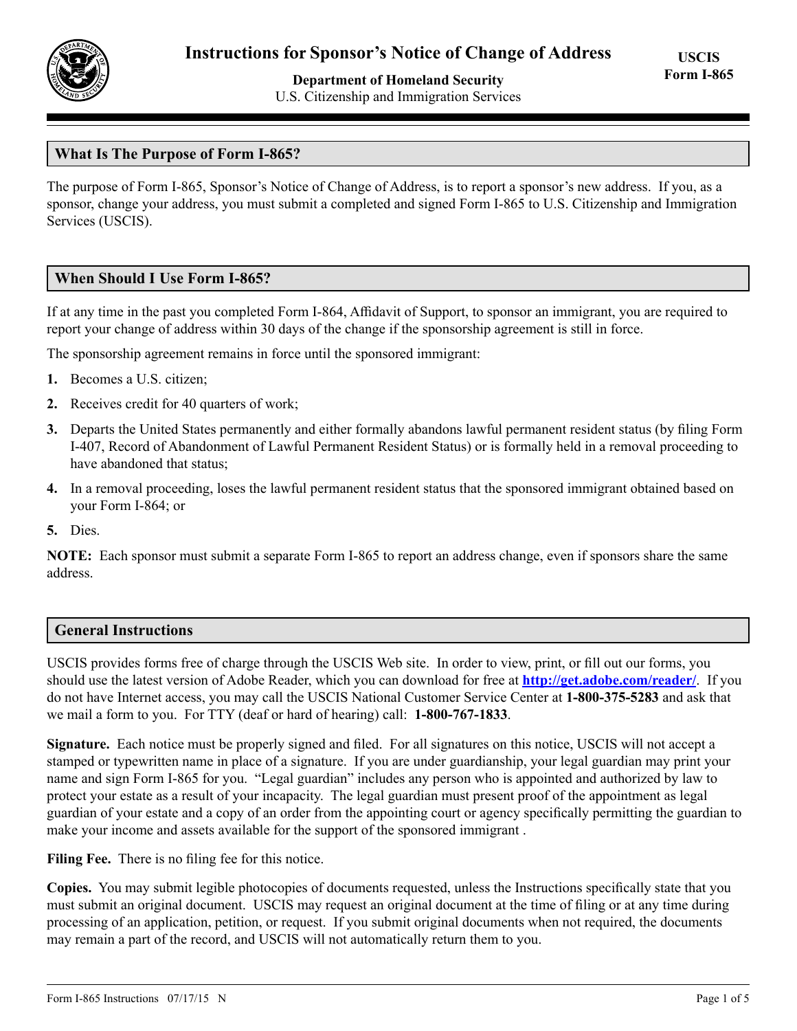# Instructions for Sponsor's Notice of Change of Address

**Department of Homeland Security**
U.S. Citizenship and Immigration Services

**USCIS Form I-865**

## What Is The Purpose of Form I-865?

The purpose of Form I-865, Sponsor's Notice of Change of Address, is to report a sponsor's new address. If you, as a sponsor, change your address, you must submit a completed and signed Form I-865 to U.S. Citizenship and Immigration Services (USCIS).

## When Should I Use Form I-865?

If at any time in the past you completed Form I-864, Affidavit of Support, to sponsor an immigrant, you are required to report your change of address within 30 days of the change if the sponsorship agreement is still in force.

The sponsorship agreement remains in force until the sponsored immigrant:

1. Becomes a U.S. citizen;
2. Receives credit for 40 quarters of work;
3. Departs the United States permanently and either formally abandons lawful permanent resident status (by filing Form I-407, Record of Abandonment of Lawful Permanent Resident Status) or is formally held in a removal proceeding to have abandoned that status;
4. In a removal proceeding, loses the lawful permanent resident status that the sponsored immigrant obtained based on your Form I-864; or
5. Dies.

**NOTE:** Each sponsor must submit a separate Form I-865 to report an address change, even if sponsors share the same address.

## General Instructions

USCIS provides forms free of charge through the USCIS Web site. In order to view, print, or fill out our forms, you should use the latest version of Adobe Reader, which you can download for free at **http://get.adobe.com/reader/**. If you do not have Internet access, you may call the USCIS National Customer Service Center at **1-800-375-5283** and ask that we mail a form to you. For TTY (deaf or hard of hearing) call: **1-800-767-1833**.

**Signature.** Each notice must be properly signed and filed. For all signatures on this notice, USCIS will not accept a stamped or typewritten name in place of a signature. If you are under guardianship, your legal guardian may print your name and sign Form I-865 for you. "Legal guardian" includes any person who is appointed and authorized by law to protect your estate as a result of your incapacity. The legal guardian must present proof of the appointment as legal guardian of your estate and a copy of an order from the appointing court or agency specifically permitting the guardian to make your income and assets available for the support of the sponsored immigrant .

**Filing Fee.** There is no filing fee for this notice.

**Copies.** You may submit legible photocopies of documents requested, unless the Instructions specifically state that you must submit an original document. USCIS may request an original document at the time of filing or at any time during processing of an application, petition, or request. If you submit original documents when not required, the documents may remain a part of the record, and USCIS will not automatically return them to you.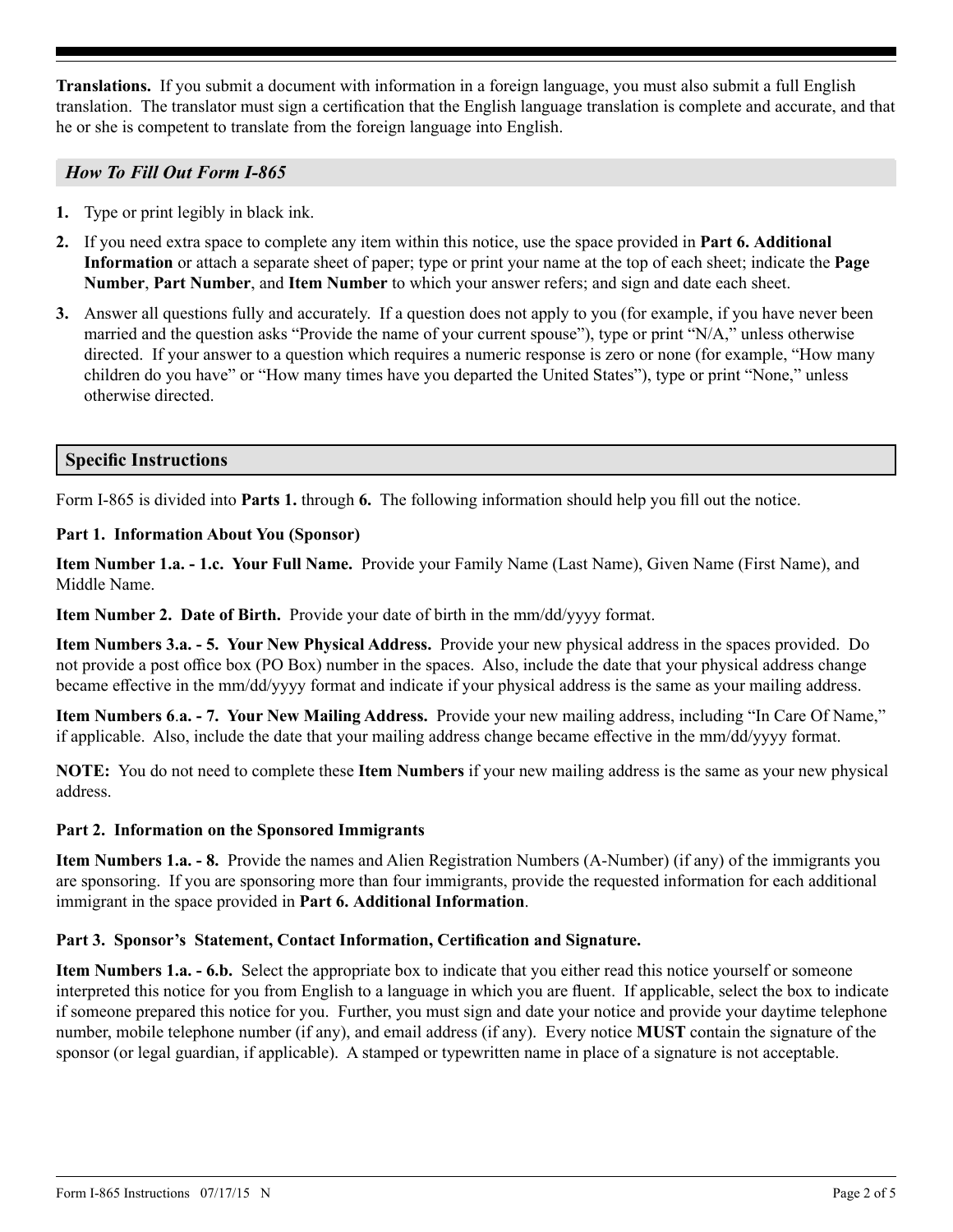**Translations.** If you submit a document with information in a foreign language, you must also submit a full English translation. The translator must sign a certification that the English language translation is complete and accurate, and that he or she is competent to translate from the foreign language into English.

## *How To Fill Out Form I-865*

1. Type or print legibly in black ink.
2. If you need extra space to complete any item within this notice, use the space provided in **Part 6. Additional Information** or attach a separate sheet of paper; type or print your name at the top of each sheet; indicate the **Page Number**, **Part Number**, and **Item Number** to which your answer refers; and sign and date each sheet.
3. Answer all questions fully and accurately. If a question does not apply to you (for example, if you have never been married and the question asks "Provide the name of your current spouse"), type or print "N/A," unless otherwise directed. If your answer to a question which requires a numeric response is zero or none (for example, "How many children do you have" or "How many times have you departed the United States"), type or print "None," unless otherwise directed.

## Specific Instructions

Form I-865 is divided into **Parts 1.** through **6.** The following information should help you fill out the notice.

### Part 1. Information About You (Sponsor)

**Item Number 1.a. - 1.c. Your Full Name.** Provide your Family Name (Last Name), Given Name (First Name), and Middle Name.

**Item Number 2. Date of Birth.** Provide your date of birth in the mm/dd/yyyy format.

**Item Numbers 3.a. - 5. Your New Physical Address.** Provide your new physical address in the spaces provided. Do not provide a post office box (PO Box) number in the spaces. Also, include the date that your physical address change became effective in the mm/dd/yyyy format and indicate if your physical address is the same as your mailing address.

**Item Numbers 6.a. - 7. Your New Mailing Address.** Provide your new mailing address, including "In Care Of Name," if applicable. Also, include the date that your mailing address change became effective in the mm/dd/yyyy format.

**NOTE:** You do not need to complete these **Item Numbers** if your new mailing address is the same as your new physical address.

### Part 2. Information on the Sponsored Immigrants

**Item Numbers 1.a. - 8.** Provide the names and Alien Registration Numbers (A-Number) (if any) of the immigrants you are sponsoring. If you are sponsoring more than four immigrants, provide the requested information for each additional immigrant in the space provided in **Part 6. Additional Information**.

### Part 3. Sponsor's Statement, Contact Information, Certification and Signature.

**Item Numbers 1.a. - 6.b.** Select the appropriate box to indicate that you either read this notice yourself or someone interpreted this notice for you from English to a language in which you are fluent. If applicable, select the box to indicate if someone prepared this notice for you. Further, you must sign and date your notice and provide your daytime telephone number, mobile telephone number (if any), and email address (if any). Every notice **MUST** contain the signature of the sponsor (or legal guardian, if applicable). A stamped or typewritten name in place of a signature is not acceptable.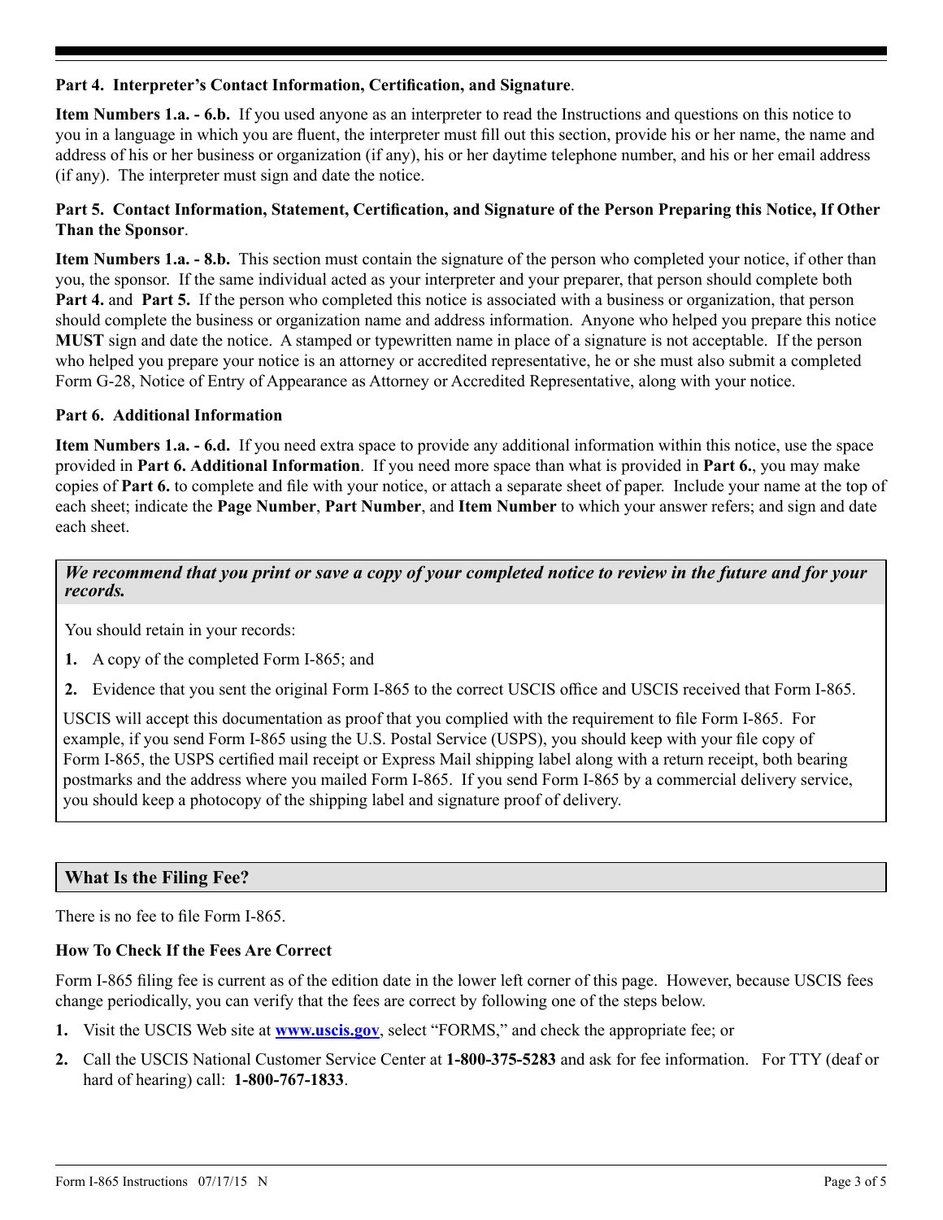**Part 4. Interpreter's Contact Information, Certification, and Signature**.

**Item Numbers 1.a. - 6.b.** If you used anyone as an interpreter to read the Instructions and questions on this notice to you in a language in which you are fluent, the interpreter must fill out this section, provide his or her name, the name and address of his or her business or organization (if any), his or her daytime telephone number, and his or her email address (if any). The interpreter must sign and date the notice.

**Part 5. Contact Information, Statement, Certification, and Signature of the Person Preparing this Notice, If Other Than the Sponsor**.

**Item Numbers 1.a. - 8.b.** This section must contain the signature of the person who completed your notice, if other than you, the sponsor. If the same individual acted as your interpreter and your preparer, that person should complete both **Part 4.** and **Part 5.** If the person who completed this notice is associated with a business or organization, that person should complete the business or organization name and address information. Anyone who helped you prepare this notice **MUST** sign and date the notice. A stamped or typewritten name in place of a signature is not acceptable. If the person who helped you prepare your notice is an attorney or accredited representative, he or she must also submit a completed Form G-28, Notice of Entry of Appearance as Attorney or Accredited Representative, along with your notice.

**Part 6. Additional Information**

**Item Numbers 1.a. - 6.d.** If you need extra space to provide any additional information within this notice, use the space provided in **Part 6. Additional Information**. If you need more space than what is provided in **Part 6.**, you may make copies of **Part 6.** to complete and file with your notice, or attach a separate sheet of paper. Include your name at the top of each sheet; indicate the **Page Number**, **Part Number**, and **Item Number** to which your answer refers; and sign and date each sheet.

***We recommend that you print or save a copy of your completed notice to review in the future and for your records.***

You should retain in your records:

1. A copy of the completed Form I-865; and
2. Evidence that you sent the original Form I-865 to the correct USCIS office and USCIS received that Form I-865.

USCIS will accept this documentation as proof that you complied with the requirement to file Form I-865. For example, if you send Form I-865 using the U.S. Postal Service (USPS), you should keep with your file copy of Form I-865, the USPS certified mail receipt or Express Mail shipping label along with a return receipt, both bearing postmarks and the address where you mailed Form I-865. If you send Form I-865 by a commercial delivery service, you should keep a photocopy of the shipping label and signature proof of delivery.

## What Is the Filing Fee?

There is no fee to file Form I-865.

**How To Check If the Fees Are Correct**

Form I-865 filing fee is current as of the edition date in the lower left corner of this page. However, because USCIS fees change periodically, you can verify that the fees are correct by following one of the steps below.

1. Visit the USCIS Web site at **www.uscis.gov**, select "FORMS," and check the appropriate fee; or
2. Call the USCIS National Customer Service Center at **1-800-375-5283** and ask for fee information. For TTY (deaf or hard of hearing) call: **1-800-767-1833**.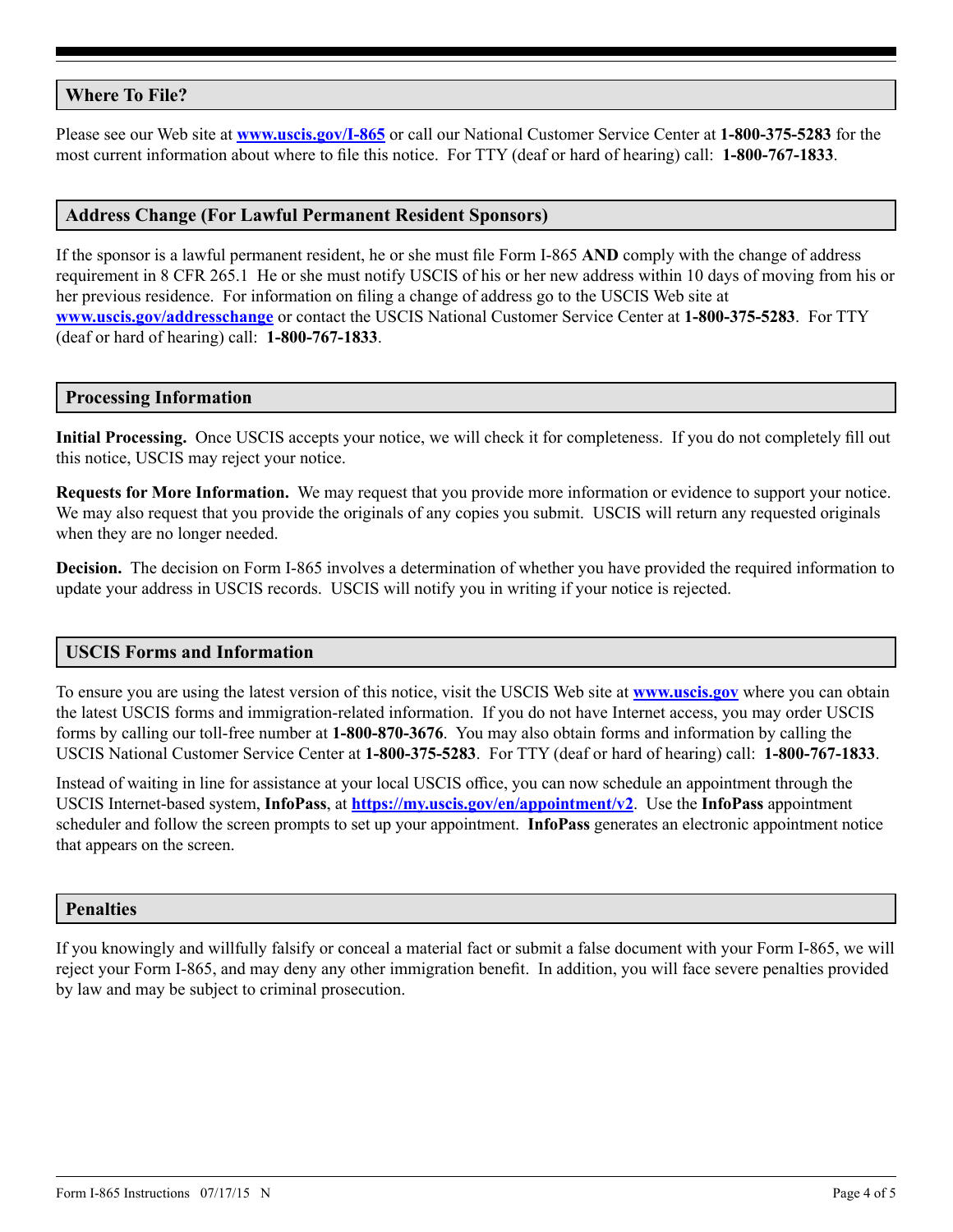## Where To File?

Please see our Web site at **www.uscis.gov/I-865** or call our National Customer Service Center at **1-800-375-5283** for the most current information about where to file this notice. For TTY (deaf or hard of hearing) call: **1-800-767-1833**.

## Address Change (For Lawful Permanent Resident Sponsors)

If the sponsor is a lawful permanent resident, he or she must file Form I-865 **AND** comply with the change of address requirement in 8 CFR 265.1 He or she must notify USCIS of his or her new address within 10 days of moving from his or her previous residence. For information on filing a change of address go to the USCIS Web site at **www.uscis.gov/addresschange** or contact the USCIS National Customer Service Center at **1-800-375-5283**. For TTY (deaf or hard of hearing) call: **1-800-767-1833**.

## Processing Information

**Initial Processing.** Once USCIS accepts your notice, we will check it for completeness. If you do not completely fill out this notice, USCIS may reject your notice.

**Requests for More Information.** We may request that you provide more information or evidence to support your notice. We may also request that you provide the originals of any copies you submit. USCIS will return any requested originals when they are no longer needed.

**Decision.** The decision on Form I-865 involves a determination of whether you have provided the required information to update your address in USCIS records. USCIS will notify you in writing if your notice is rejected.

## USCIS Forms and Information

To ensure you are using the latest version of this notice, visit the USCIS Web site at **www.uscis.gov** where you can obtain the latest USCIS forms and immigration-related information. If you do not have Internet access, you may order USCIS forms by calling our toll-free number at **1-800-870-3676**. You may also obtain forms and information by calling the USCIS National Customer Service Center at **1-800-375-5283**. For TTY (deaf or hard of hearing) call: **1-800-767-1833**.

Instead of waiting in line for assistance at your local USCIS office, you can now schedule an appointment through the USCIS Internet-based system, **InfoPass**, at **https://my.uscis.gov/en/appointment/v2**. Use the **InfoPass** appointment scheduler and follow the screen prompts to set up your appointment. **InfoPass** generates an electronic appointment notice that appears on the screen.

## Penalties

If you knowingly and willfully falsify or conceal a material fact or submit a false document with your Form I-865, we will reject your Form I-865, and may deny any other immigration benefit. In addition, you will face severe penalties provided by law and may be subject to criminal prosecution.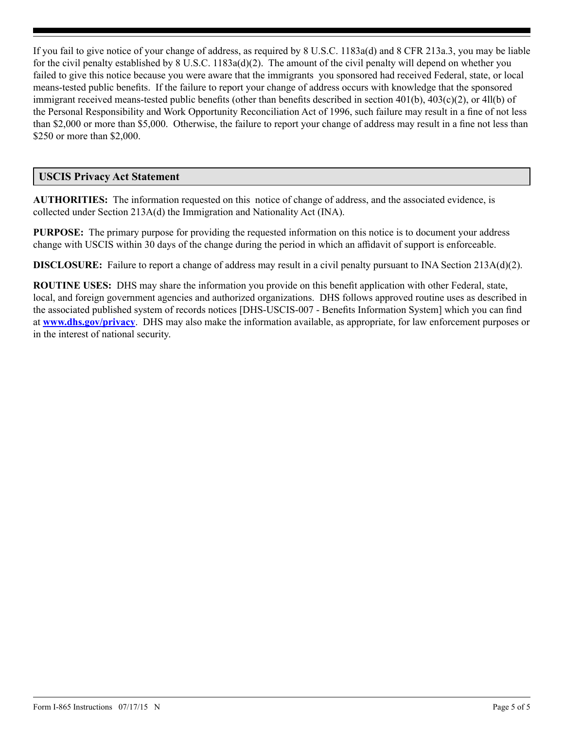If you fail to give notice of your change of address, as required by 8 U.S.C. 1183a(d) and 8 CFR 213a.3, you may be liable for the civil penalty established by 8 U.S.C. 1183a(d)(2). The amount of the civil penalty will depend on whether you failed to give this notice because you were aware that the immigrants you sponsored had received Federal, state, or local means-tested public benefits. If the failure to report your change of address occurs with knowledge that the sponsored immigrant received means-tested public benefits (other than benefits described in section 401(b), 403(c)(2), or 4ll(b) of the Personal Responsibility and Work Opportunity Reconciliation Act of 1996, such failure may result in a fine of not less than $2,000 or more than $5,000. Otherwise, the failure to report your change of address may result in a fine not less than $250 or more than $2,000.

## USCIS Privacy Act Statement

**AUTHORITIES:** The information requested on this notice of change of address, and the associated evidence, is collected under Section 213A(d) the Immigration and Nationality Act (INA).

**PURPOSE:** The primary purpose for providing the requested information on this notice is to document your address change with USCIS within 30 days of the change during the period in which an affidavit of support is enforceable.

**DISCLOSURE:** Failure to report a change of address may result in a civil penalty pursuant to INA Section 213A(d)(2).

**ROUTINE USES:** DHS may share the information you provide on this benefit application with other Federal, state, local, and foreign government agencies and authorized organizations. DHS follows approved routine uses as described in the associated published system of records notices [DHS-USCIS-007 - Benefits Information System] which you can find at **www.dhs.gov/privacy**. DHS may also make the information available, as appropriate, for law enforcement purposes or in the interest of national security.